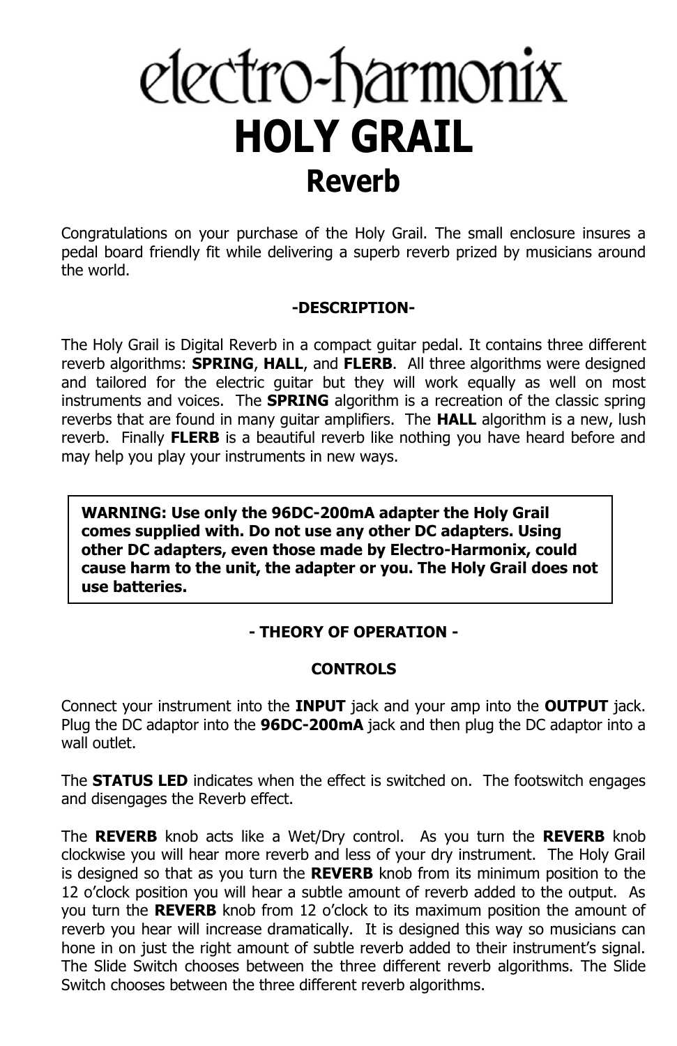# electro-harmonix

# HOLY GRAIL

## Reverb

Congratulations on your purchase of the Holy Grail. The small enclosure insures a pedal board friendly fit while delivering a superb reverb prized by musicians around the world.

### -DESCRIPTION-

The Holy Grail is Digital Reverb in a compact guitar pedal. It contains three different reverb algorithms: **SPRING**, **HALL**, and **FLERB**. All three algorithms were designed and tailored for the electric guitar but they will work equally as well on most instruments and voices. The **SPRING** algorithm is a recreation of the classic spring reverbs that are found in many guitar amplifiers. The **HALL** algorithm is a new, lush reverb. Finally **FLERB** is a beautiful reverb like nothing you have heard before and may help you play your instruments in new ways.

**WARNING: Use only the 96DC-200mA adapter the Holy Grail comes supplied with. Do not use any other DC adapters. Using other DC adapters, even those made by Electro-Harmonix, could cause harm to the unit, the adapter or you. The Holy Grail does not use batteries.**

### - THEORY OF OPERATION -

### CONTROLS

Connect your instrument into the **INPUT** jack and your amp into the **OUTPUT** jack. Plug the DC adaptor into the **96DC-200mA** jack and then plug the DC adaptor into a wall outlet.

The **STATUS LED** indicates when the effect is switched on. The footswitch engages and disengages the Reverb effect.

The **REVERB** knob acts like a Wet/Dry control. As you turn the **REVERB** knob clockwise you will hear more reverb and less of your dry instrument. The Holy Grail is designed so that as you turn the **REVERB** knob from its minimum position to the 12 o'clock position you will hear a subtle amount of reverb added to the output. As you turn the **REVERB** knob from 12 o'clock to its maximum position the amount of reverb you hear will increase dramatically. It is designed this way so musicians can hone in on just the right amount of subtle reverb added to their instrument's signal. The Slide Switch chooses between the three different reverb algorithms. The Slide Switch chooses between the three different reverb algorithms.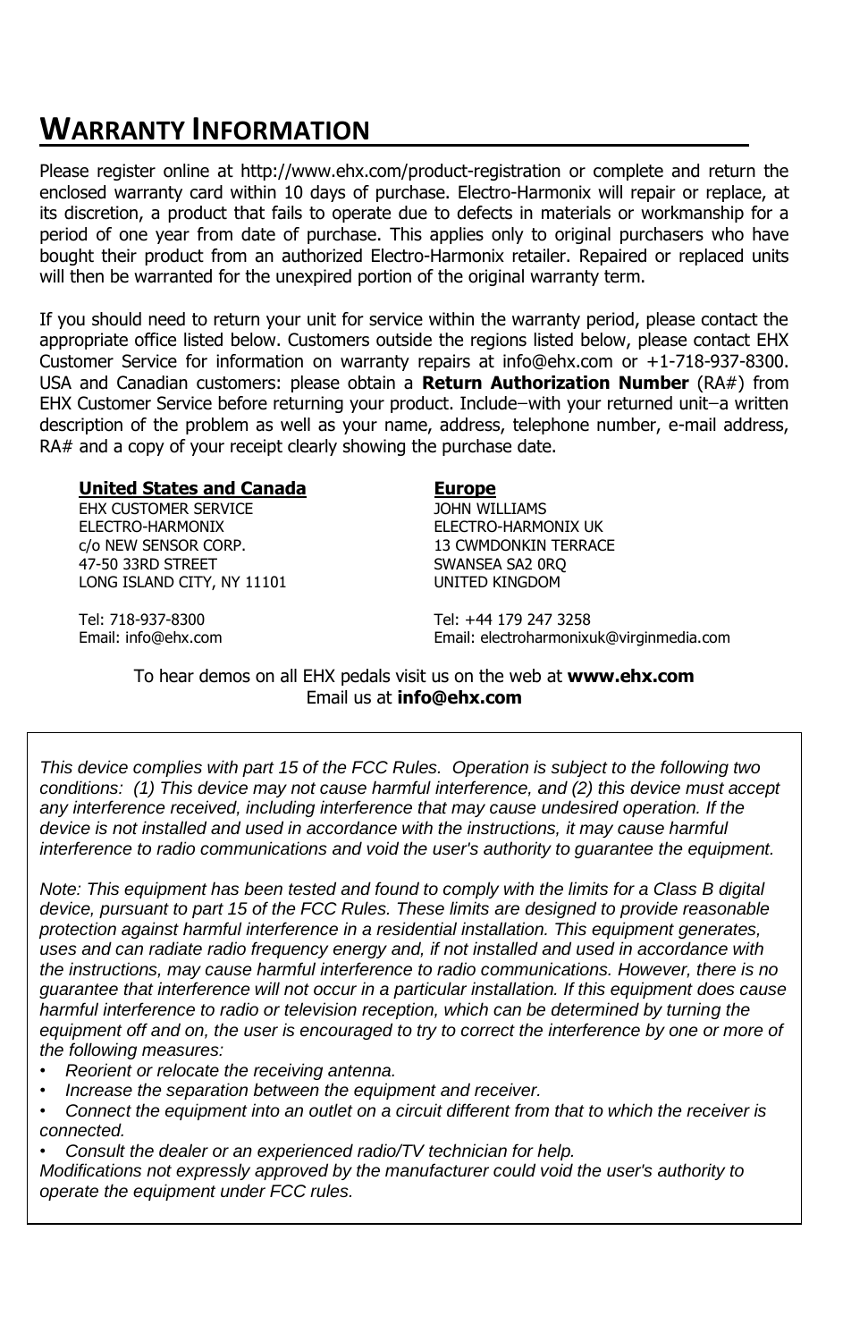# WARRANTY INFORMATION

Please register online at http://www.ehx.com/product-registration or complete and return the enclosed warranty card within 10 days of purchase. Electro-Harmonix will repair or replace, at its discretion, a product that fails to operate due to defects in materials or workmanship for a period of one year from date of purchase. This applies only to original purchasers who have bought their product from an authorized Electro-Harmonix retailer. Repaired or replaced units will then be warranted for the unexpired portion of the original warranty term.

If you should need to return your unit for service within the warranty period, please contact the appropriate office listed below. Customers outside the regions listed below, please contact EHX Customer Service for information on warranty repairs at info@ehx.com or +1-718-937-8300. USA and Canadian customers: please obtain a **Return Authorization Number** (RA#) from EHX Customer Service before returning your product. Include–with your returned unit–a written description of the problem as well as your name, address, telephone number, e-mail address, RA# and a copy of your receipt clearly showing the purchase date.

**United States and Canada**
EHX CUSTOMER SERVICE
ELECTRO-HARMONIX
c/o NEW SENSOR CORP.
47-50 33RD STREET
LONG ISLAND CITY, NY 11101

Tel: 718-937-8300
Email: info@ehx.com

**Europe**
JOHN WILLIAMS
ELECTRO-HARMONIX UK
13 CWMDONKIN TERRACE
SWANSEA SA2 0RQ
UNITED KINGDOM

Tel: +44 179 247 3258
Email: electroharmonixuk@virginmedia.com

To hear demos on all EHX pedals visit us on the web at **www.ehx.com**
Email us at **info@ehx.com**

*This device complies with part 15 of the FCC Rules. Operation is subject to the following two conditions: (1) This device may not cause harmful interference, and (2) this device must accept any interference received, including interference that may cause undesired operation. If the device is not installed and used in accordance with the instructions, it may cause harmful interference to radio communications and void the user's authority to guarantee the equipment.*

*Note: This equipment has been tested and found to comply with the limits for a Class B digital device, pursuant to part 15 of the FCC Rules. These limits are designed to provide reasonable protection against harmful interference in a residential installation. This equipment generates, uses and can radiate radio frequency energy and, if not installed and used in accordance with the instructions, may cause harmful interference to radio communications. However, there is no guarantee that interference will not occur in a particular installation. If this equipment does cause harmful interference to radio or television reception, which can be determined by turning the equipment off and on, the user is encouraged to try to correct the interference by one or more of the following measures:*

- *Reorient or relocate the receiving antenna.*
- *Increase the separation between the equipment and receiver.*
- *Connect the equipment into an outlet on a circuit different from that to which the receiver is connected.*
- *Consult the dealer or an experienced radio/TV technician for help.*

*Modifications not expressly approved by the manufacturer could void the user's authority to operate the equipment under FCC rules.*